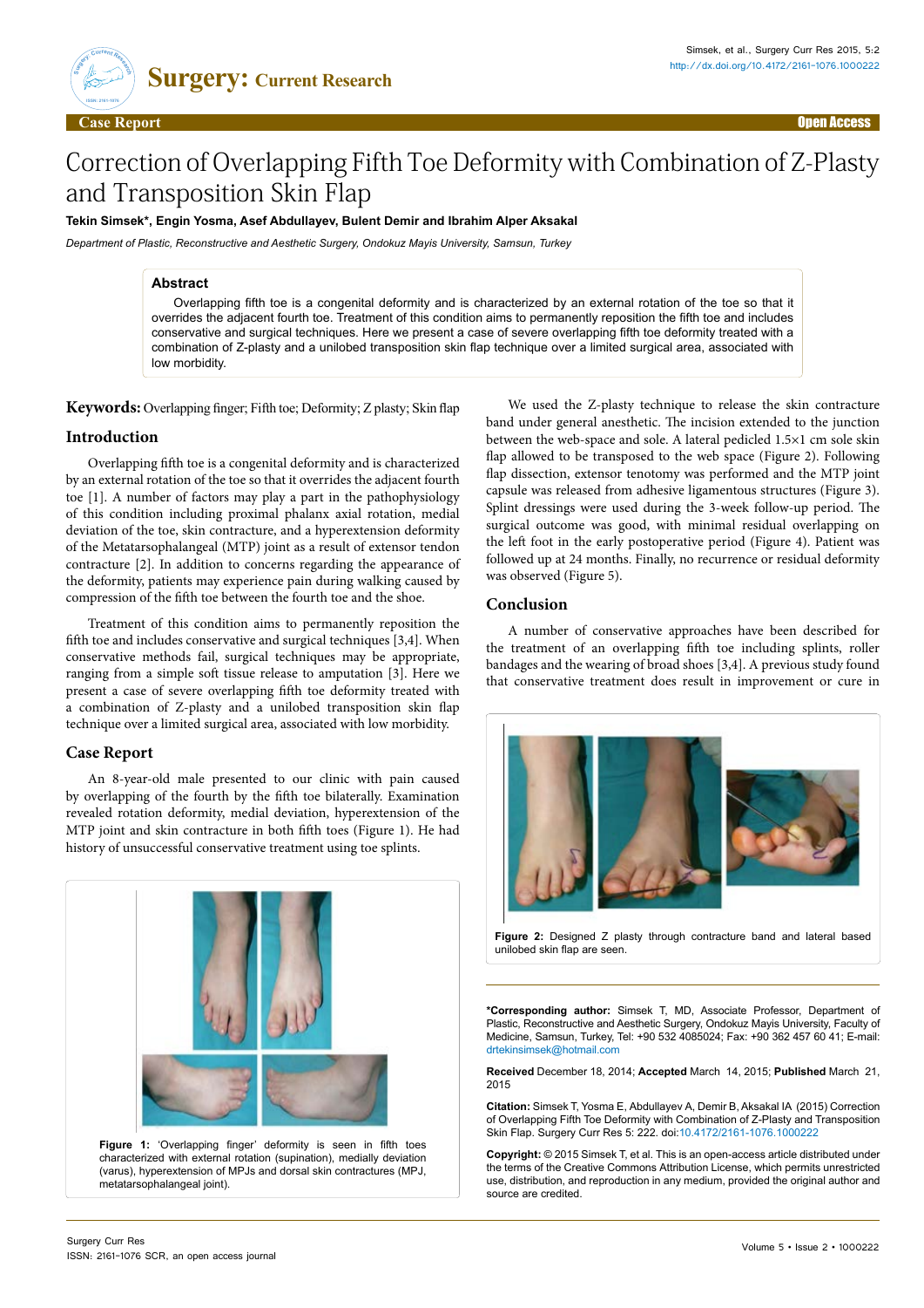# Correction of Overlapping Fifth Toe Deformity with Combination of Z-Plasty and Transposition Skin Flap

**Tekin Simsek\*, Engin Yosma, Asef Abdullayev, Bulent Demir and Ibrahim Alper Aksakal**

*Department of Plastic, Reconstructive and Aesthetic Surgery, Ondokuz Mayis University, Samsun, Turkey*

## Abstract

Overlapping fifth toe is a congenital deformity and is characterized by an external rotation of the toe so that it overrides the adjacent fourth toe. Treatment of this condition aims to permanently reposition the fifth toe and includes conservative and surgical techniques. Here we present a case of severe overlapping fifth toe deformity treated with a combination of Z-plasty and a unilobed transposition skin flap technique over a limited surgical area, associated with low morbidity.

**Keywords:** Overlapping finger; Fifth toe; Deformity; Z plasty; Skin flap

## Introduction

Overlapping fifth toe is a congenital deformity and is characterized by an external rotation of the toe so that it overrides the adjacent fourth toe [1]. A number of factors may play a part in the pathophysiology of this condition including proximal phalanx axial rotation, medial deviation of the toe, skin contracture, and a hyperextension deformity of the Metatarsophalangeal (MTP) joint as a result of extensor tendon contracture [2]. In addition to concerns regarding the appearance of the deformity, patients may experience pain during walking caused by compression of the fifth toe between the fourth toe and the shoe.

Treatment of this condition aims to permanently reposition the fifth toe and includes conservative and surgical techniques [3,4]. When conservative methods fail, surgical techniques may be appropriate, ranging from a simple soft tissue release to amputation [3]. Here we present a case of severe overlapping fifth toe deformity treated with a combination of Z-plasty and a unilobed transposition skin flap technique over a limited surgical area, associated with low morbidity.

## Case Report

An 8-year-old male presented to our clinic with pain caused by overlapping of the fourth by the fifth toe bilaterally. Examination revealed rotation deformity, medial deviation, hyperextension of the MTP joint and skin contracture in both fifth toes (Figure 1). He had history of unsuccessful conservative treatment using toe splints.

**Figure 1:** 'Overlapping finger' deformity is seen in fifth toes characterized with external rotation (supination), medially deviation (varus), hyperextension of MPJs and dorsal skin contractures (MPJ, metatarsophalangeal joint).

We used the Z-plasty technique to release the skin contracture band under general anesthetic. The incision extended to the junction between the web-space and sole. A lateral pedicled 1.5×1 cm sole skin flap allowed to be transposed to the web space (Figure 2). Following flap dissection, extensor tenotomy was performed and the MTP joint capsule was released from adhesive ligamentous structures (Figure 3). Splint dressings were used during the 3-week follow-up period. The surgical outcome was good, with minimal residual overlapping on the left foot in the early postoperative period (Figure 4). Patient was followed up at 24 months. Finally, no recurrence or residual deformity was observed (Figure 5).

## Conclusion

A number of conservative approaches have been described for the treatment of an overlapping fifth toe including splints, roller bandages and the wearing of broad shoes [3,4]. A previous study found that conservative treatment does result in improvement or cure in

**Figure 2:** Designed Z plasty through contracture band and lateral based unilobed skin flap are seen.

**\*Corresponding author:** Simsek T, MD, Associate Professor, Department of Plastic, Reconstructive and Aesthetic Surgery, Ondokuz Mayis University, Faculty of Medicine, Samsun, Turkey, Tel: +90 532 4085024; Fax: +90 362 457 60 41; E-mail: drtekinsimsek@hotmail.com

**Received** December 18, 2014; **Accepted** March 14, 2015; **Published** March 21, 2015

**Citation:** Simsek T, Yosma E, Abdullayev A, Demir B, Aksakal IA (2015) Correction of Overlapping Fifth Toe Deformity with Combination of Z-Plasty and Transposition Skin Flap. Surgery Curr Res 5: 222. doi:10.4172/2161-1076.1000222

**Copyright:** © 2015 Simsek T, et al. This is an open-access article distributed under the terms of the Creative Commons Attribution License, which permits unrestricted use, distribution, and reproduction in any medium, provided the original author and source are credited.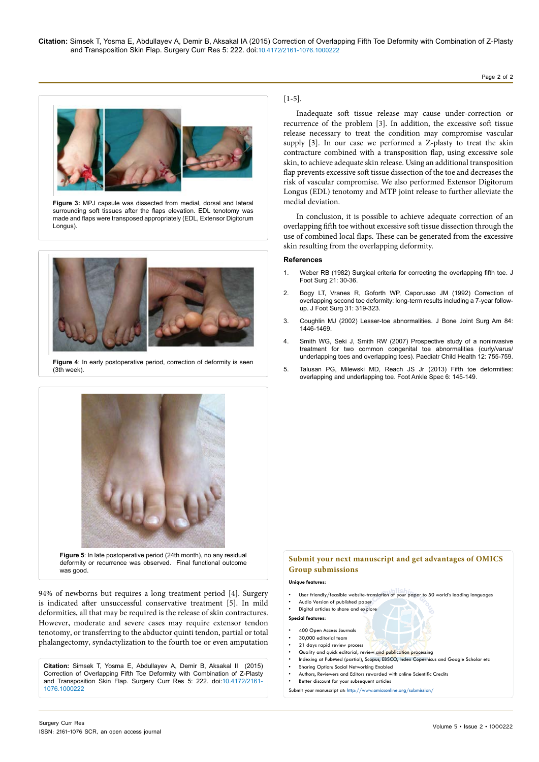Figure 3: MPJ capsule was dissected from medial, dorsal and lateral surrounding soft tissues after the flaps elevation. EDL tenotomy was made and flaps were transposed appropriately (EDL, Extensor Digitorum Longus).

Figure 4: In early postoperative period, correction of deformity is seen (3th week).

Figure 5: In late postoperative period (24th month), no any residual deformity or recurrence was observed. Final functional outcome was good.

94% of newborns but requires a long treatment period [4]. Surgery is indicated after unsuccessful conservative treatment [5]. In mild deformities, all that may be required is the release of skin contractures. However, moderate and severe cases may require extensor tendon tenotomy, or transferring to the abductor quinti tendon, partial or total phalangectomy, syndactylization to the fourth toe or even amputation [1-5].

Inadequate soft tissue release may cause under-correction or recurrence of the problem [3]. In addition, the excessive soft tissue release necessary to treat the condition may compromise vascular supply [3]. In our case we performed a Z-plasty to treat the skin contracture combined with a transposition flap, using excessive sole skin, to achieve adequate skin release. Using an additional transposition flap prevents excessive soft tissue dissection of the toe and decreases the risk of vascular compromise. We also performed Extensor Digitorum Longus (EDL) tenotomy and MTP joint release to further alleviate the medial deviation.

In conclusion, it is possible to achieve adequate correction of an overlapping fifth toe without excessive soft tissue dissection through the use of combined local flaps. These can be generated from the excessive skin resulting from the overlapping deformity.

## References

1. Weber RB (1982) Surgical criteria for correcting the overlapping fifth toe. J Foot Surg 21: 30-36.
2. Bogy LT, Vranes R, Goforth WP, Caporusso JM (1992) Correction of overlapping second toe deformity: long-term results including a 7-year follow-up. J Foot Surg 31: 319-323.
3. Coughlin MJ (2002) Lesser-toe abnormalities. J Bone Joint Surg Am 84: 1446-1469.
4. Smith WG, Seki J, Smith RW (2007) Prospective study of a noninvasive treatment for two common congenital toe abnormalities (curly/varus/underlapping toes and overlapping toes). Paediatr Child Health 12: 755-759.
5. Talusan PG, Milewski MD, Reach JS Jr (2013) Fifth toe deformities: overlapping and underlapping toe. Foot Ankle Spec 6: 145-149.

**Citation:** Simsek T, Yosma E, Abdullayev A, Demir B, Aksakal II (2015) Correction of Overlapping Fifth Toe Deformity with Combination of Z-Plasty and Transposition Skin Flap. Surgery Curr Res 5: 222. doi:10.4172/2161-1076.1000222

**Submit your next manuscript and get advantages of OMICS Group submissions**

**Unique features:**

- User friendly/feasible website-translation of your paper to 50 world's leading languages
- Audio Version of published paper
- Digital articles to share and explore

**Special features:**

- 400 Open Access Journals
- 30,000 editorial team
- 21 days rapid review process
- Quality and quick editorial, review and publication processing
- Indexing at PubMed (partial), Scopus, EBSCO, Index Copernicus and Google Scholar etc
- Sharing Option: Social Networking Enabled
- Authors, Reviewers and Editors rewarded with online Scientific Credits
- Better discount for your subsequent articles

Submit your manuscript at: http://www.omicsonline.org/submission/